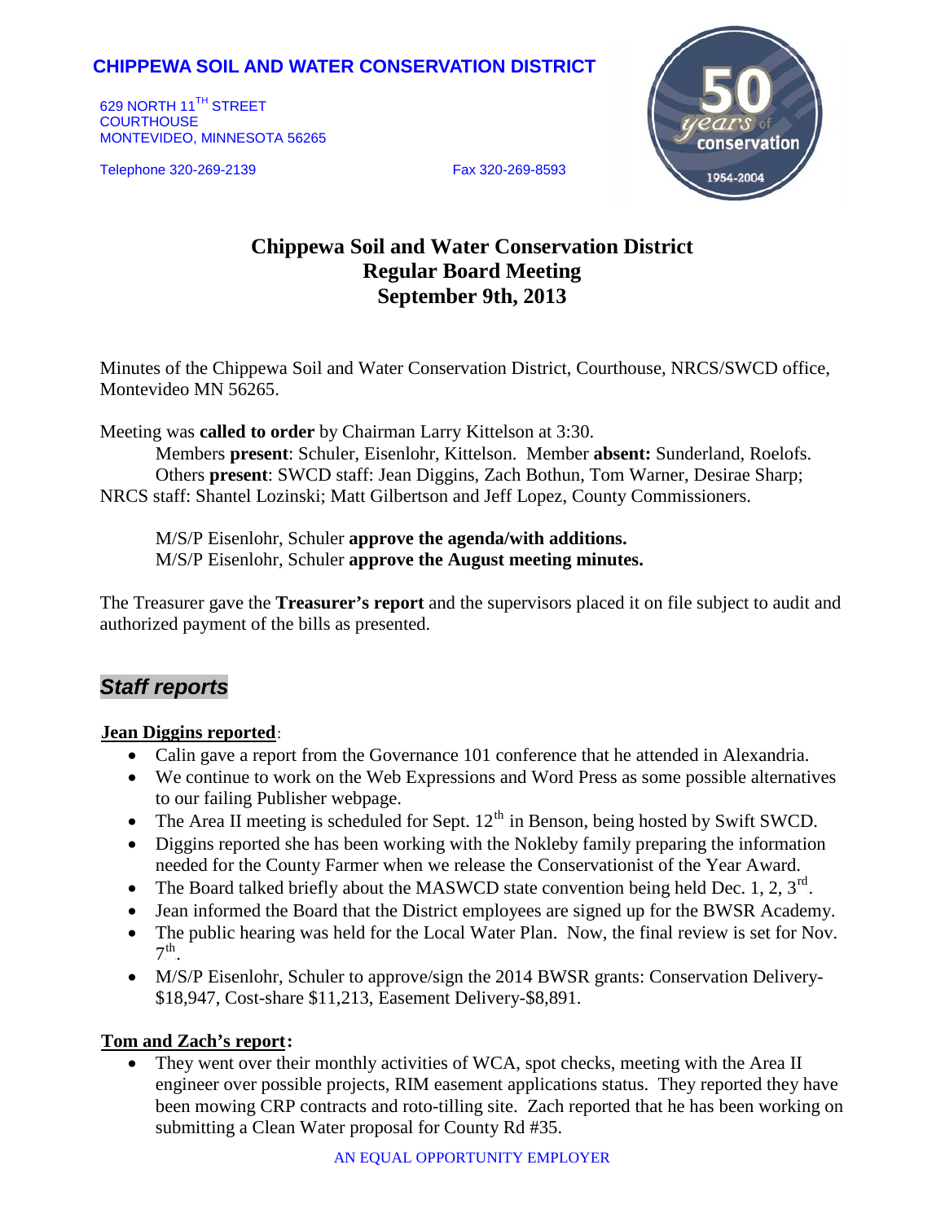**CHIPPEWA SOIL AND WATER CONSERVATION DISTRICT**

629 NORTH 11TH STREET
COURTHOUSE
MONTEVIDEO, MINNESOTA 56265

Telephone 320-269-2139 Fax 320-269-8593

# Chippewa Soil and Water Conservation District
## Regular Board Meeting
## September 9th, 2013

Minutes of the Chippewa Soil and Water Conservation District, Courthouse, NRCS/SWCD office, Montevideo MN 56265.

Meeting was **called to order** by Chairman Larry Kittelson at 3:30.

Members **present**: Schuler, Eisenlohr, Kittelson. Member **absent:** Sunderland, Roelofs.
Others **present**: SWCD staff: Jean Diggins, Zach Bothun, Tom Warner, Desirae Sharp; NRCS staff: Shantel Lozinski; Matt Gilbertson and Jeff Lopez, County Commissioners.

M/S/P Eisenlohr, Schuler **approve the agenda/with additions.**
M/S/P Eisenlohr, Schuler **approve the August meeting minutes.**

The Treasurer gave the **Treasurer's report** and the supervisors placed it on file subject to audit and authorized payment of the bills as presented.

## *Staff reports*

**Jean Diggins reported**:

- Calin gave a report from the Governance 101 conference that he attended in Alexandria.
- We continue to work on the Web Expressions and Word Press as some possible alternatives to our failing Publisher webpage.
- The Area II meeting is scheduled for Sept. 12th in Benson, being hosted by Swift SWCD.
- Diggins reported she has been working with the Nokleby family preparing the information needed for the County Farmer when we release the Conservationist of the Year Award.
- The Board talked briefly about the MASWCD state convention being held Dec. 1, 2, 3rd.
- Jean informed the Board that the District employees are signed up for the BWSR Academy.
- The public hearing was held for the Local Water Plan. Now, the final review is set for Nov. 7th.
- M/S/P Eisenlohr, Schuler to approve/sign the 2014 BWSR grants: Conservation Delivery-$18,947, Cost-share $11,213, Easement Delivery-$8,891.

**Tom and Zach's report:**

- They went over their monthly activities of WCA, spot checks, meeting with the Area II engineer over possible projects, RIM easement applications status. They reported they have been mowing CRP contracts and roto-tilling site. Zach reported that he has been working on submitting a Clean Water proposal for County Rd #35.

AN EQUAL OPPORTUNITY EMPLOYER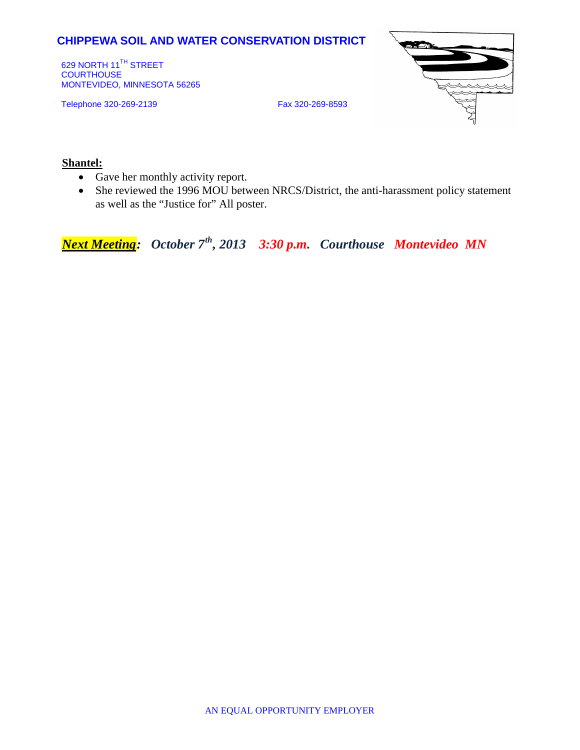**CHIPPEWA SOIL AND WATER CONSERVATION DISTRICT**

629 NORTH 11TH STREET
COURTHOUSE
MONTEVIDEO, MINNESOTA 56265

Telephone 320-269-2139 Fax 320-269-8593

**Shantel:**

- Gave her monthly activity report.
- She reviewed the 1996 MOU between NRCS/District, the anti-harassment policy statement as well as the "Justice for" All poster.

***Next Meeting*****:** ***October 7th, 2013 3:30 p.m. Courthouse Montevideo MN***

AN EQUAL OPPORTUNITY EMPLOYER